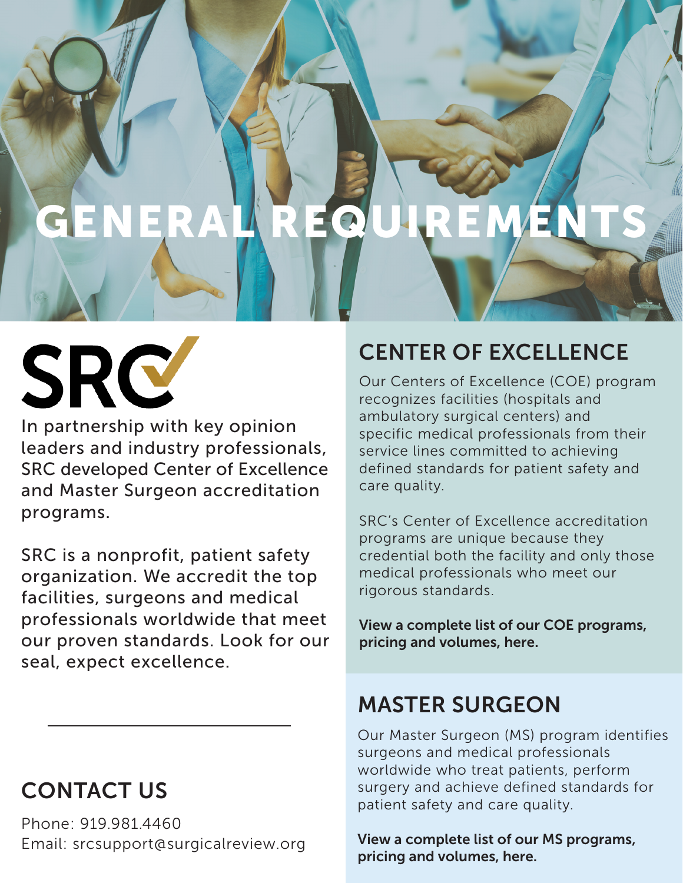# GENERAL REQUIREMENTS

SRC

In partnership with key opinion leaders and industry professionals, SRC developed Center of Excellence and Master Surgeon accreditation programs.

SRC is a nonprofit, patient safety organization. We accredit the top facilities, surgeons and medical professionals worldwide that meet our proven standards. Look for our seal, expect excellence.

## CENTER OF EXCELLENCE

Our Centers of Excellence (COE) program recognizes facilities (hospitals and ambulatory surgical centers) and specific medical professionals from their service lines committed to achieving defined standards for patient safety and care quality.

SRC's Center of Excellence accreditation programs are unique because they credential both the facility and only those medical professionals who meet our rigorous standards.

**View a complete list of our COE programs, pricing and volumes, here.**

## MASTER SURGEON

Our Master Surgeon (MS) program identifies surgeons and medical professionals worldwide who treat patients, perform surgery and achieve defined standards for patient safety and care quality.

**View a complete list of our MS programs, pricing and volumes, here.**

## CONTACT US

Phone: 919.981.4460
Email: srcsupport@surgicalreview.org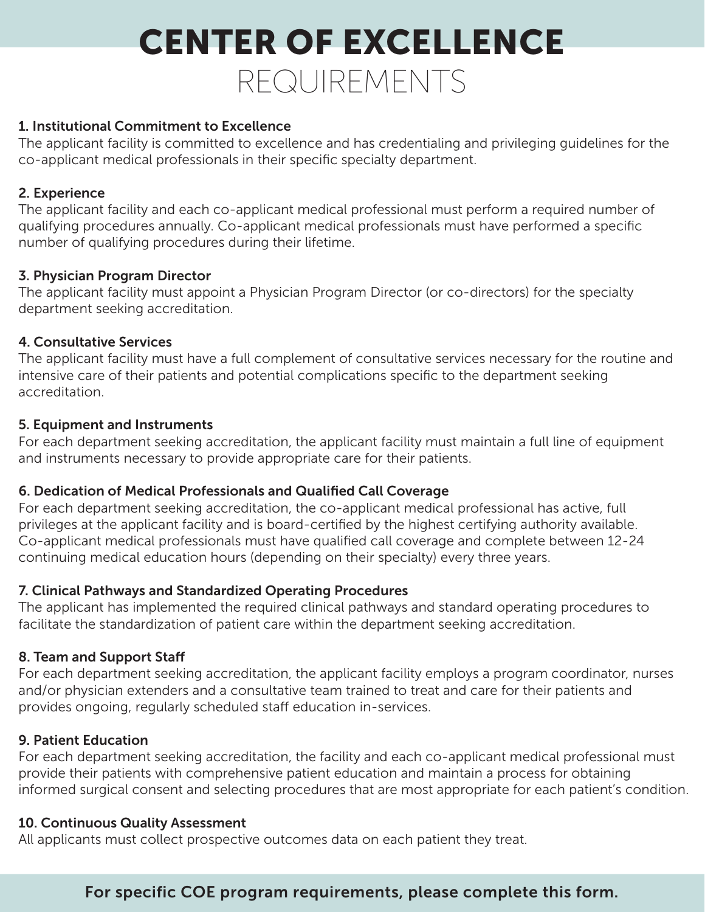# CENTER OF EXCELLENCE REQUIREMENTS

### 1. Institutional Commitment to Excellence

The applicant facility is committed to excellence and has credentialing and privileging guidelines for the co-applicant medical professionals in their specific specialty department.

### 2. Experience

The applicant facility and each co-applicant medical professional must perform a required number of qualifying procedures annually. Co-applicant medical professionals must have performed a specific number of qualifying procedures during their lifetime.

### 3. Physician Program Director

The applicant facility must appoint a Physician Program Director (or co-directors) for the specialty department seeking accreditation.

### 4. Consultative Services

The applicant facility must have a full complement of consultative services necessary for the routine and intensive care of their patients and potential complications specific to the department seeking accreditation.

### 5. Equipment and Instruments

For each department seeking accreditation, the applicant facility must maintain a full line of equipment and instruments necessary to provide appropriate care for their patients.

### 6. Dedication of Medical Professionals and Qualified Call Coverage

For each department seeking accreditation, the co-applicant medical professional has active, full privileges at the applicant facility and is board-certified by the highest certifying authority available. Co-applicant medical professionals must have qualified call coverage and complete between 12-24 continuing medical education hours (depending on their specialty) every three years.

### 7. Clinical Pathways and Standardized Operating Procedures

The applicant has implemented the required clinical pathways and standard operating procedures to facilitate the standardization of patient care within the department seeking accreditation.

### 8. Team and Support Staff

For each department seeking accreditation, the applicant facility employs a program coordinator, nurses and/or physician extenders and a consultative team trained to treat and care for their patients and provides ongoing, regularly scheduled staff education in-services.

### 9. Patient Education

For each department seeking accreditation, the facility and each co-applicant medical professional must provide their patients with comprehensive patient education and maintain a process for obtaining informed surgical consent and selecting procedures that are most appropriate for each patient's condition.

### 10. Continuous Quality Assessment

All applicants must collect prospective outcomes data on each patient they treat.

**For specific COE program requirements, please complete this form.**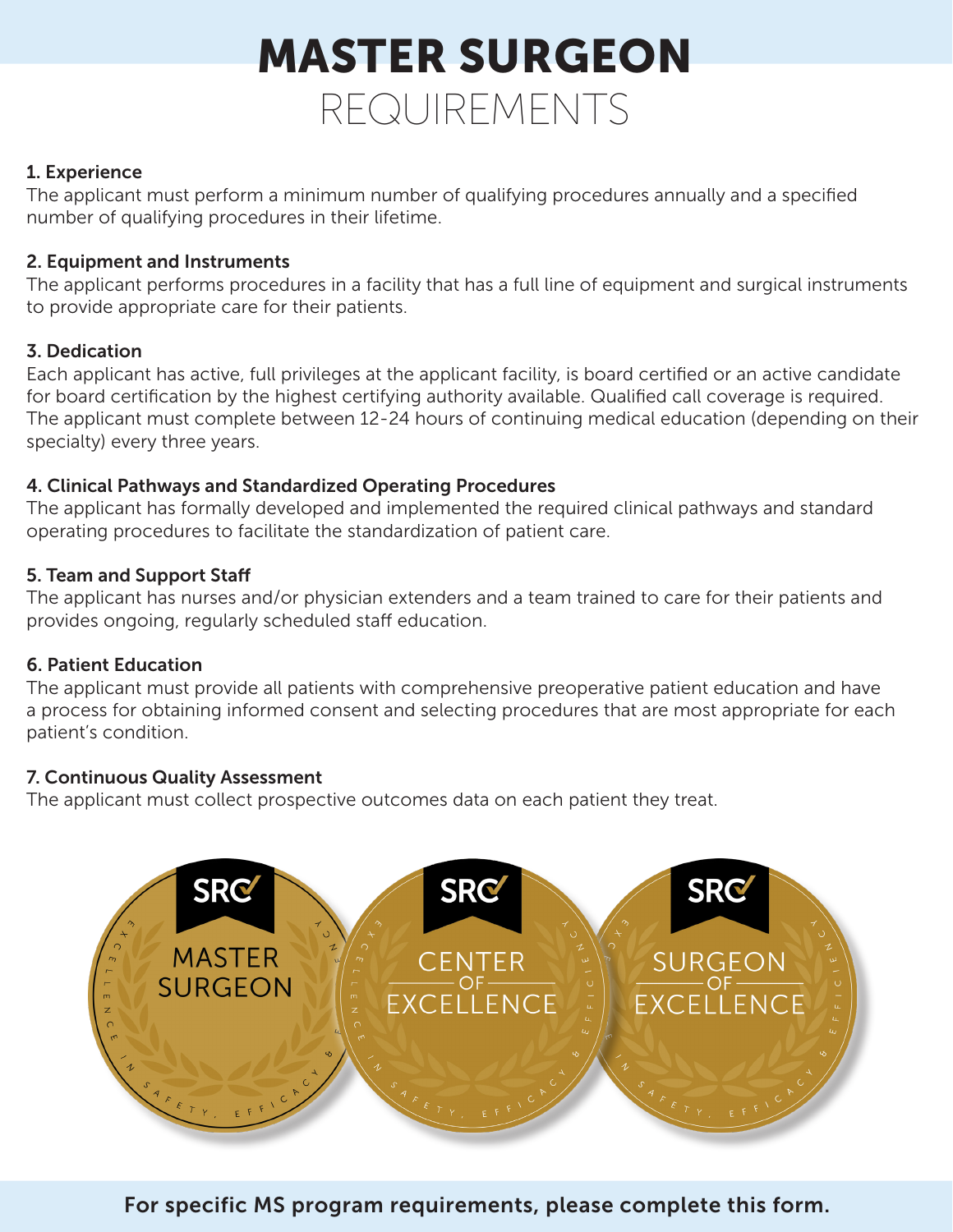# MASTER SURGEON REQUIREMENTS

**1. Experience**

The applicant must perform a minimum number of qualifying procedures annually and a specified number of qualifying procedures in their lifetime.

**2. Equipment and Instruments**

The applicant performs procedures in a facility that has a full line of equipment and surgical instruments to provide appropriate care for their patients.

**3. Dedication**

Each applicant has active, full privileges at the applicant facility, is board certified or an active candidate for board certification by the highest certifying authority available. Qualified call coverage is required. The applicant must complete between 12-24 hours of continuing medical education (depending on their specialty) every three years.

**4. Clinical Pathways and Standardized Operating Procedures**

The applicant has formally developed and implemented the required clinical pathways and standard operating procedures to facilitate the standardization of patient care.

**5. Team and Support Staff**

The applicant has nurses and/or physician extenders and a team trained to care for their patients and provides ongoing, regularly scheduled staff education.

**6. Patient Education**

The applicant must provide all patients with comprehensive preoperative patient education and have a process for obtaining informed consent and selecting procedures that are most appropriate for each patient's condition.

**7. Continuous Quality Assessment**

The applicant must collect prospective outcomes data on each patient they treat.

SRC MASTER SURGEON — EXCELLENCE IN SAFETY, EFFICACY &

SRC CENTER OF EXCELLENCE — EXCELLENCE IN SAFETY, EFFICIENCY

SRC SURGEON OF EXCELLENCE — EXCELLENCE IN SAFETY, EFFICIENCY

**For specific MS program requirements, please complete this form.**